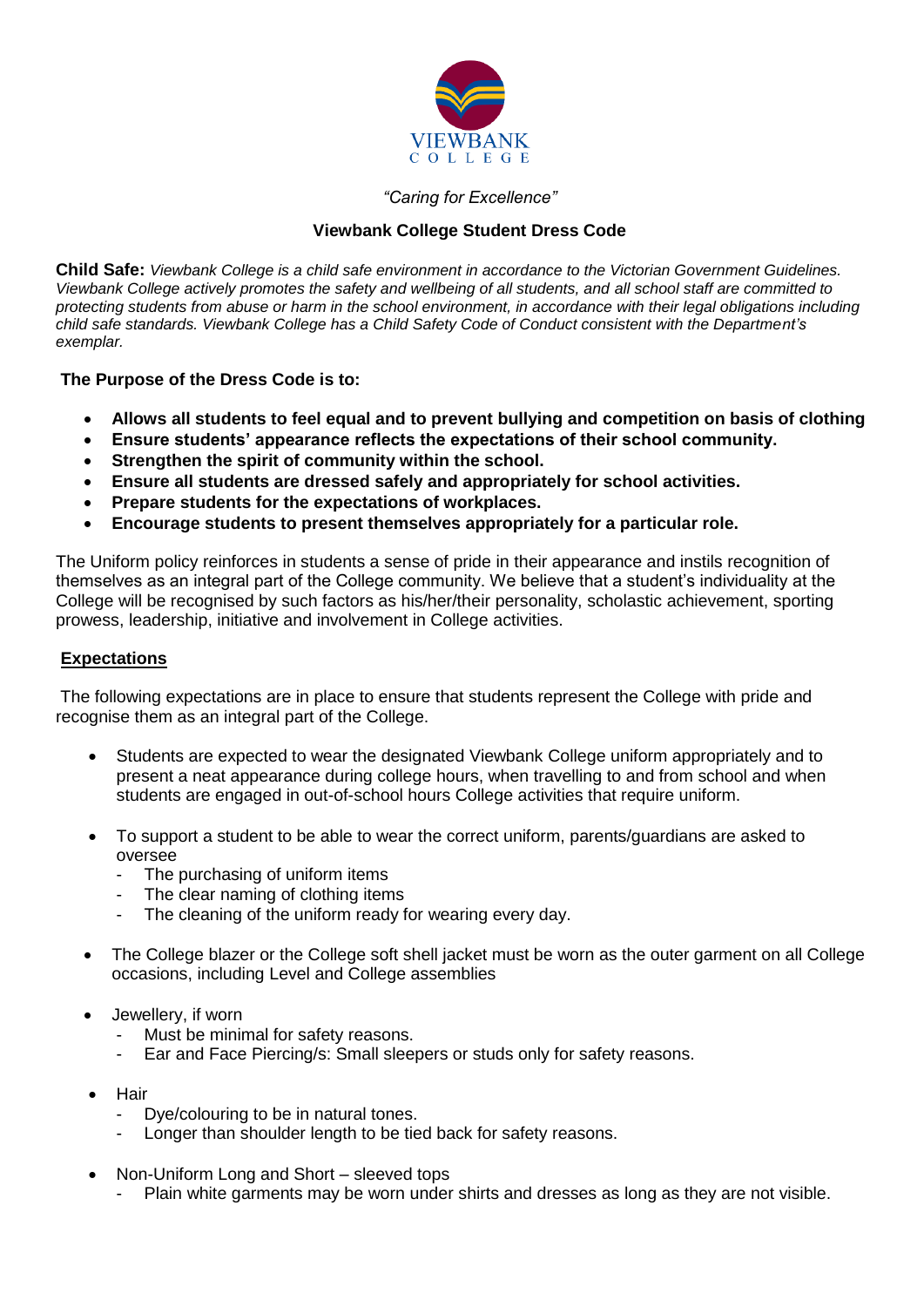VIEWBANK COLLEGE

*"Caring for Excellence"*

# Viewbank College Student Dress Code

**Child Safe:** *Viewbank College is a child safe environment in accordance to the Victorian Government Guidelines. Viewbank College actively promotes the safety and wellbeing of all students, and all school staff are committed to protecting students from abuse or harm in the school environment, in accordance with their legal obligations including child safe standards. Viewbank College has a Child Safety Code of Conduct consistent with the Department's exemplar.*

**The Purpose of the Dress Code is to:**

- **Allows all students to feel equal and to prevent bullying and competition on basis of clothing**
- **Ensure students' appearance reflects the expectations of their school community.**
- **Strengthen the spirit of community within the school.**
- **Ensure all students are dressed safely and appropriately for school activities.**
- **Prepare students for the expectations of workplaces.**
- **Encourage students to present themselves appropriately for a particular role.**

The Uniform policy reinforces in students a sense of pride in their appearance and instils recognition of themselves as an integral part of the College community. We believe that a student's individuality at the College will be recognised by such factors as his/her/their personality, scholastic achievement, sporting prowess, leadership, initiative and involvement in College activities.

## Expectations

The following expectations are in place to ensure that students represent the College with pride and recognise them as an integral part of the College.

- Students are expected to wear the designated Viewbank College uniform appropriately and to present a neat appearance during college hours, when travelling to and from school and when students are engaged in out-of-school hours College activities that require uniform.

- To support a student to be able to wear the correct uniform, parents/guardians are asked to oversee
  - The purchasing of uniform items
  - The clear naming of clothing items
  - The cleaning of the uniform ready for wearing every day.

- The College blazer or the College soft shell jacket must be worn as the outer garment on all College occasions, including Level and College assemblies

- Jewellery, if worn
  - Must be minimal for safety reasons.
  - Ear and Face Piercing/s: Small sleepers or studs only for safety reasons.

- Hair
  - Dye/colouring to be in natural tones.
  - Longer than shoulder length to be tied back for safety reasons.

- Non-Uniform Long and Short – sleeved tops
  - Plain white garments may be worn under shirts and dresses as long as they are not visible.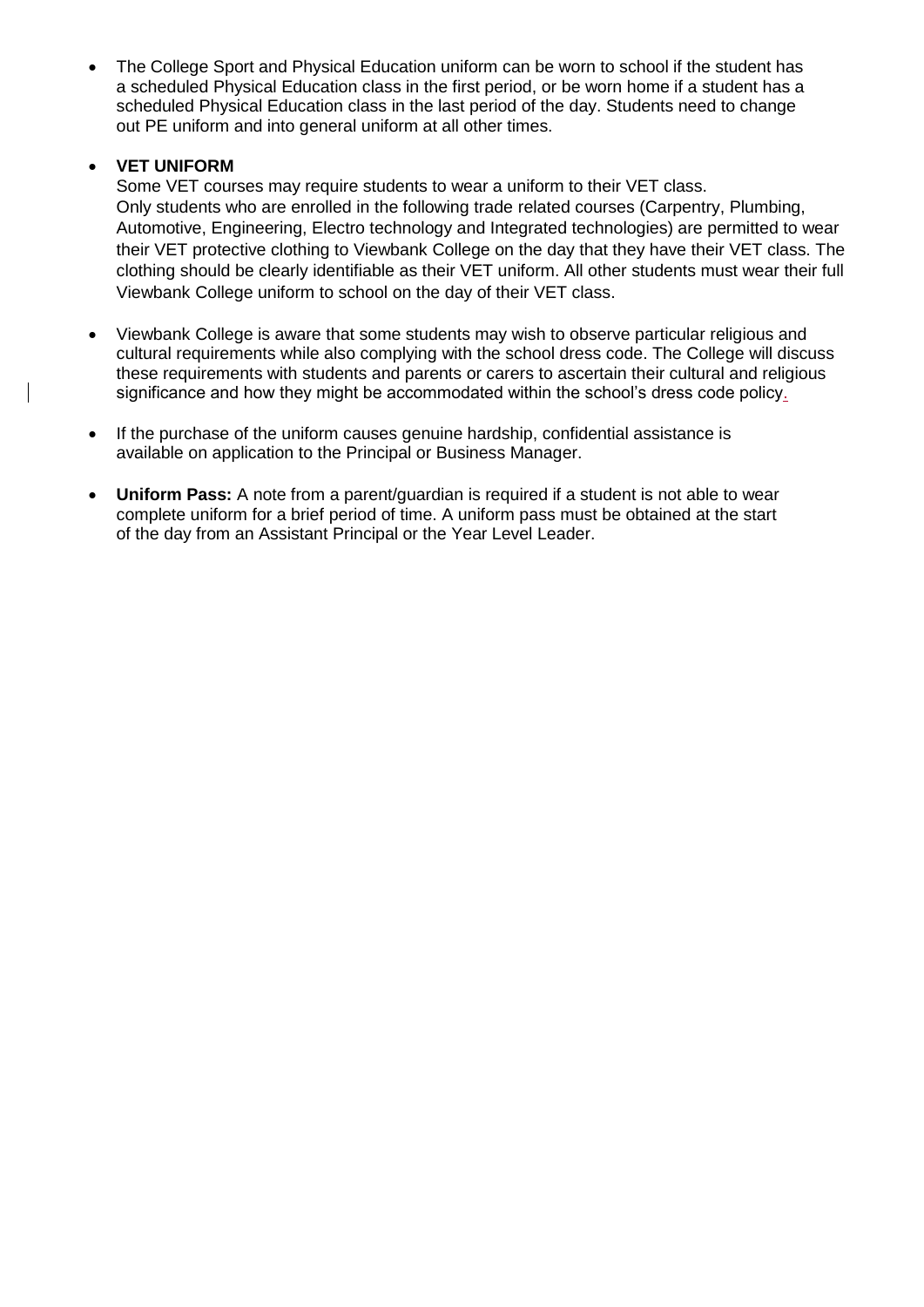- The College Sport and Physical Education uniform can be worn to school if the student has a scheduled Physical Education class in the first period, or be worn home if a student has a scheduled Physical Education class in the last period of the day. Students need to change out PE uniform and into general uniform at all other times.

- **VET UNIFORM**

  Some VET courses may require students to wear a uniform to their VET class.
  Only students who are enrolled in the following trade related courses (Carpentry, Plumbing, Automotive, Engineering, Electro technology and Integrated technologies) are permitted to wear their VET protective clothing to Viewbank College on the day that they have their VET class. The clothing should be clearly identifiable as their VET uniform. All other students must wear their full Viewbank College uniform to school on the day of their VET class.

- Viewbank College is aware that some students may wish to observe particular religious and cultural requirements while also complying with the school dress code. The College will discuss these requirements with students and parents or carers to ascertain their cultural and religious significance and how they might be accommodated within the school's dress code policy.

- If the purchase of the uniform causes genuine hardship, confidential assistance is available on application to the Principal or Business Manager.

- **Uniform Pass:** A note from a parent/guardian is required if a student is not able to wear complete uniform for a brief period of time. A uniform pass must be obtained at the start of the day from an Assistant Principal or the Year Level Leader.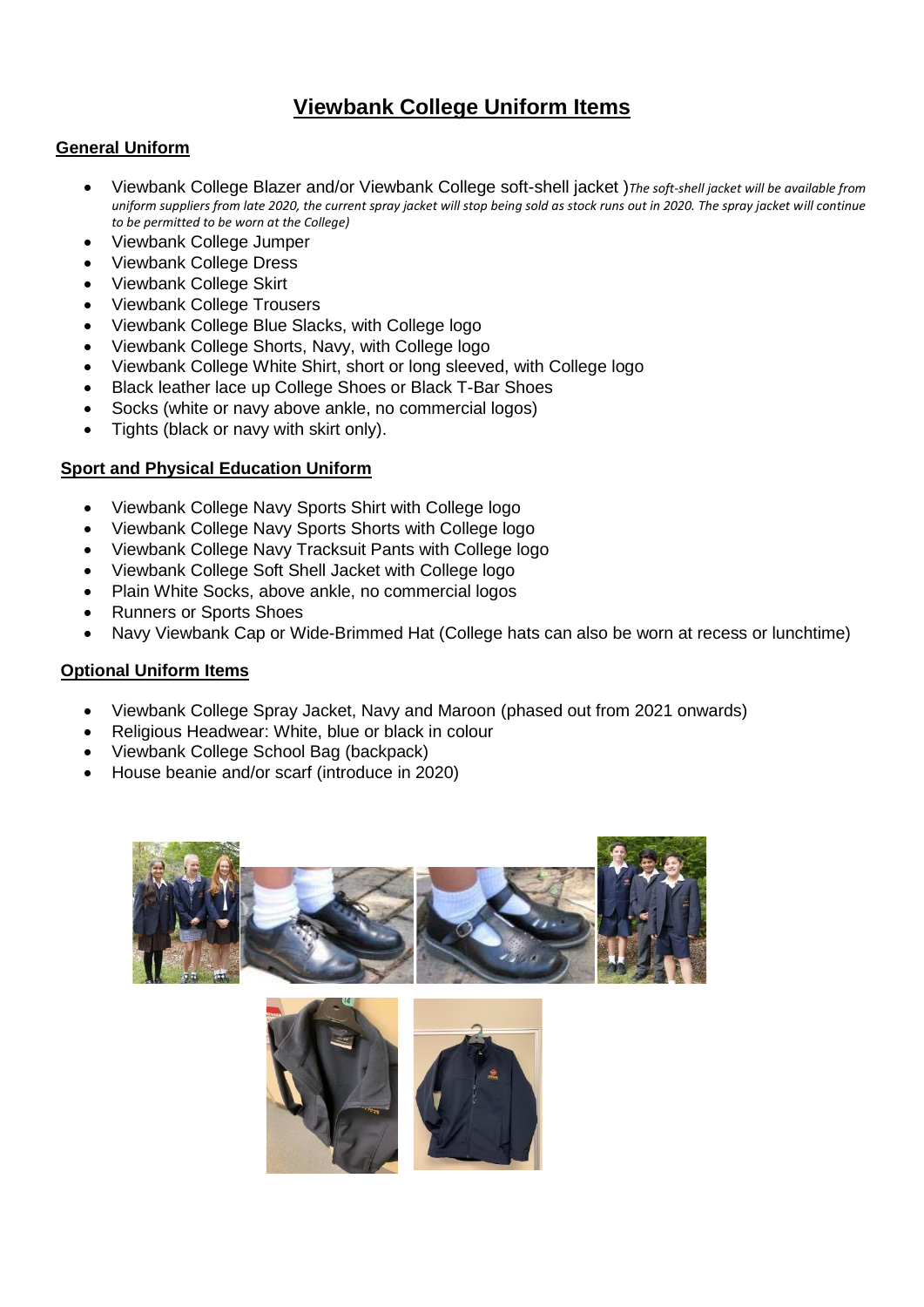# Viewbank College Uniform Items

## General Uniform

- Viewbank College Blazer and/or Viewbank College soft-shell jacket )*The soft-shell jacket will be available from uniform suppliers from late 2020, the current spray jacket will stop being sold as stock runs out in 2020. The spray jacket will continue to be permitted to be worn at the College)*
- Viewbank College Jumper
- Viewbank College Dress
- Viewbank College Skirt
- Viewbank College Trousers
- Viewbank College Blue Slacks, with College logo
- Viewbank College Shorts, Navy, with College logo
- Viewbank College White Shirt, short or long sleeved, with College logo
- Black leather lace up College Shoes or Black T-Bar Shoes
- Socks (white or navy above ankle, no commercial logos)
- Tights (black or navy with skirt only).

## Sport and Physical Education Uniform

- Viewbank College Navy Sports Shirt with College logo
- Viewbank College Navy Sports Shorts with College logo
- Viewbank College Navy Tracksuit Pants with College logo
- Viewbank College Soft Shell Jacket with College logo
- Plain White Socks, above ankle, no commercial logos
- Runners or Sports Shoes
- Navy Viewbank Cap or Wide-Brimmed Hat (College hats can also be worn at recess or lunchtime)

## Optional Uniform Items

- Viewbank College Spray Jacket, Navy and Maroon (phased out from 2021 onwards)
- Religious Headwear: White, blue or black in colour
- Viewbank College School Bag (backpack)
- House beanie and/or scarf (introduce in 2020)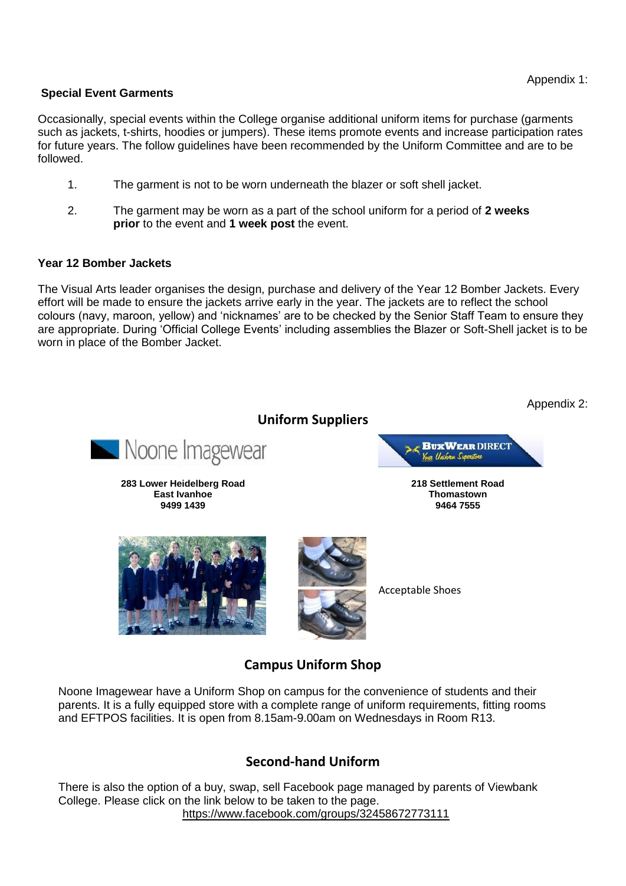Appendix 1:

### Special Event Garments

Occasionally, special events within the College organise additional uniform items for purchase (garments such as jackets, t-shirts, hoodies or jumpers). These items promote events and increase participation rates for future years. The follow guidelines have been recommended by the Uniform Committee and are to be followed.

1. The garment is not to be worn underneath the blazer or soft shell jacket.
2. The garment may be worn as a part of the school uniform for a period of **2 weeks prior** to the event and **1 week post** the event.

### Year 12 Bomber Jackets

The Visual Arts leader organises the design, purchase and delivery of the Year 12 Bomber Jackets. Every effort will be made to ensure the jackets arrive early in the year. The jackets are to reflect the school colours (navy, maroon, yellow) and 'nicknames' are to be checked by the Senior Staff Team to ensure they are appropriate. During 'Official College Events' including assemblies the Blazer or Soft-Shell jacket is to be worn in place of the Bomber Jacket.

Appendix 2:

## Uniform Suppliers

Noone Imagewear

**283 Lower Heidelberg Road**
**East Ivanhoe**
**9499 1439**

BuxWear DIRECT
Your Uniform Superstore

**218 Settlement Road**
**Thomastown**
**9464 7555**

Acceptable Shoes

## Campus Uniform Shop

Noone Imagewear have a Uniform Shop on campus for the convenience of students and their parents. It is a fully equipped store with a complete range of uniform requirements, fitting rooms and EFTPOS facilities. It is open from 8.15am-9.00am on Wednesdays in Room R13.

## Second-hand Uniform

There is also the option of a buy, swap, sell Facebook page managed by parents of Viewbank College. Please click on the link below to be taken to the page.
https://www.facebook.com/groups/32458672773111